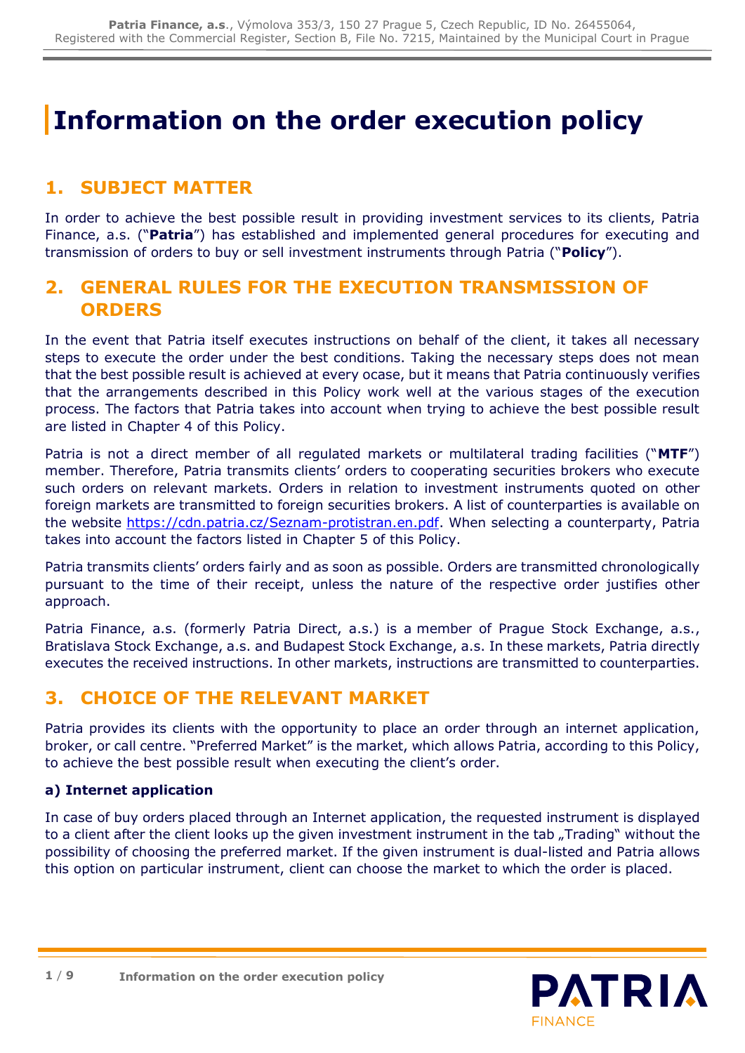# Information on the order execution policy

## 1. SUBJECT MATTER

In order to achieve the best possible result in providing investment services to its clients, Patria Finance, a.s. ("**Patria**") has established and implemented general procedures for executing and transmission of orders to buy or sell investment instruments through Patria ("**Policy**").

## 2. GENERAL RULES FOR THE EXECUTION TRANSMISSION OF ORDERS

In the event that Patria itself executes instructions on behalf of the client, it takes all necessary steps to execute the order under the best conditions. Taking the necessary steps does not mean that the best possible result is achieved at every ocase, but it means that Patria continuously verifies that the arrangements described in this Policy work well at the various stages of the execution process. The factors that Patria takes into account when trying to achieve the best possible result are listed in Chapter 4 of this Policy.

Patria is not a direct member of all regulated markets or multilateral trading facilities ("**MTF**") member. Therefore, Patria transmits clients' orders to cooperating securities brokers who execute such orders on relevant markets. Orders in relation to investment instruments quoted on other foreign markets are transmitted to foreign securities brokers. A list of counterparties is available on the website https://cdn.patria.cz/Seznam-protistran.en.pdf. When selecting a counterparty, Patria takes into account the factors listed in Chapter 5 of this Policy.

Patria transmits clients' orders fairly and as soon as possible. Orders are transmitted chronologically pursuant to the time of their receipt, unless the nature of the respective order justifies other approach.

Patria Finance, a.s. (formerly Patria Direct, a.s.) is a member of Prague Stock Exchange, a.s., Bratislava Stock Exchange, a.s. and Budapest Stock Exchange, a.s. In these markets, Patria directly executes the received instructions. In other markets, instructions are transmitted to counterparties.

## 3. CHOICE OF THE RELEVANT MARKET

Patria provides its clients with the opportunity to place an order through an internet application, broker, or call centre. "Preferred Market" is the market, which allows Patria, according to this Policy, to achieve the best possible result when executing the client's order.

### a) Internet application

In case of buy orders placed through an Internet application, the requested instrument is displayed to a client after the client looks up the given investment instrument in the tab „Trading" without the possibility of choosing the preferred market. If the given instrument is dual-listed and Patria allows this option on particular instrument, client can choose the market to which the order is placed.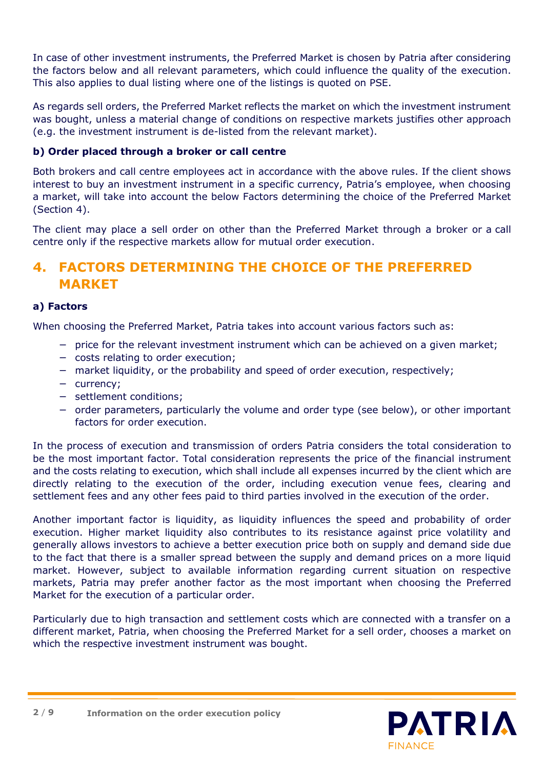In case of other investment instruments, the Preferred Market is chosen by Patria after considering the factors below and all relevant parameters, which could influence the quality of the execution. This also applies to dual listing where one of the listings is quoted on PSE.

As regards sell orders, the Preferred Market reflects the market on which the investment instrument was bought, unless a material change of conditions on respective markets justifies other approach (e.g. the investment instrument is de-listed from the relevant market).

### b) Order placed through a broker or call centre

Both brokers and call centre employees act in accordance with the above rules. If the client shows interest to buy an investment instrument in a specific currency, Patria's employee, when choosing a market, will take into account the below Factors determining the choice of the Preferred Market (Section 4).

The client may place a sell order on other than the Preferred Market through a broker or a call centre only if the respective markets allow for mutual order execution.

## 4. FACTORS DETERMINING THE CHOICE OF THE PREFERRED MARKET

### a) Factors

When choosing the Preferred Market, Patria takes into account various factors such as:

- price for the relevant investment instrument which can be achieved on a given market;
- costs relating to order execution;
- market liquidity, or the probability and speed of order execution, respectively;
- currency;
- settlement conditions;
- order parameters, particularly the volume and order type (see below), or other important factors for order execution.

In the process of execution and transmission of orders Patria considers the total consideration to be the most important factor. Total consideration represents the price of the financial instrument and the costs relating to execution, which shall include all expenses incurred by the client which are directly relating to the execution of the order, including execution venue fees, clearing and settlement fees and any other fees paid to third parties involved in the execution of the order.

Another important factor is liquidity, as liquidity influences the speed and probability of order execution. Higher market liquidity also contributes to its resistance against price volatility and generally allows investors to achieve a better execution price both on supply and demand side due to the fact that there is a smaller spread between the supply and demand prices on a more liquid market. However, subject to available information regarding current situation on respective markets, Patria may prefer another factor as the most important when choosing the Preferred Market for the execution of a particular order.

Particularly due to high transaction and settlement costs which are connected with a transfer on a different market, Patria, when choosing the Preferred Market for a sell order, chooses a market on which the respective investment instrument was bought.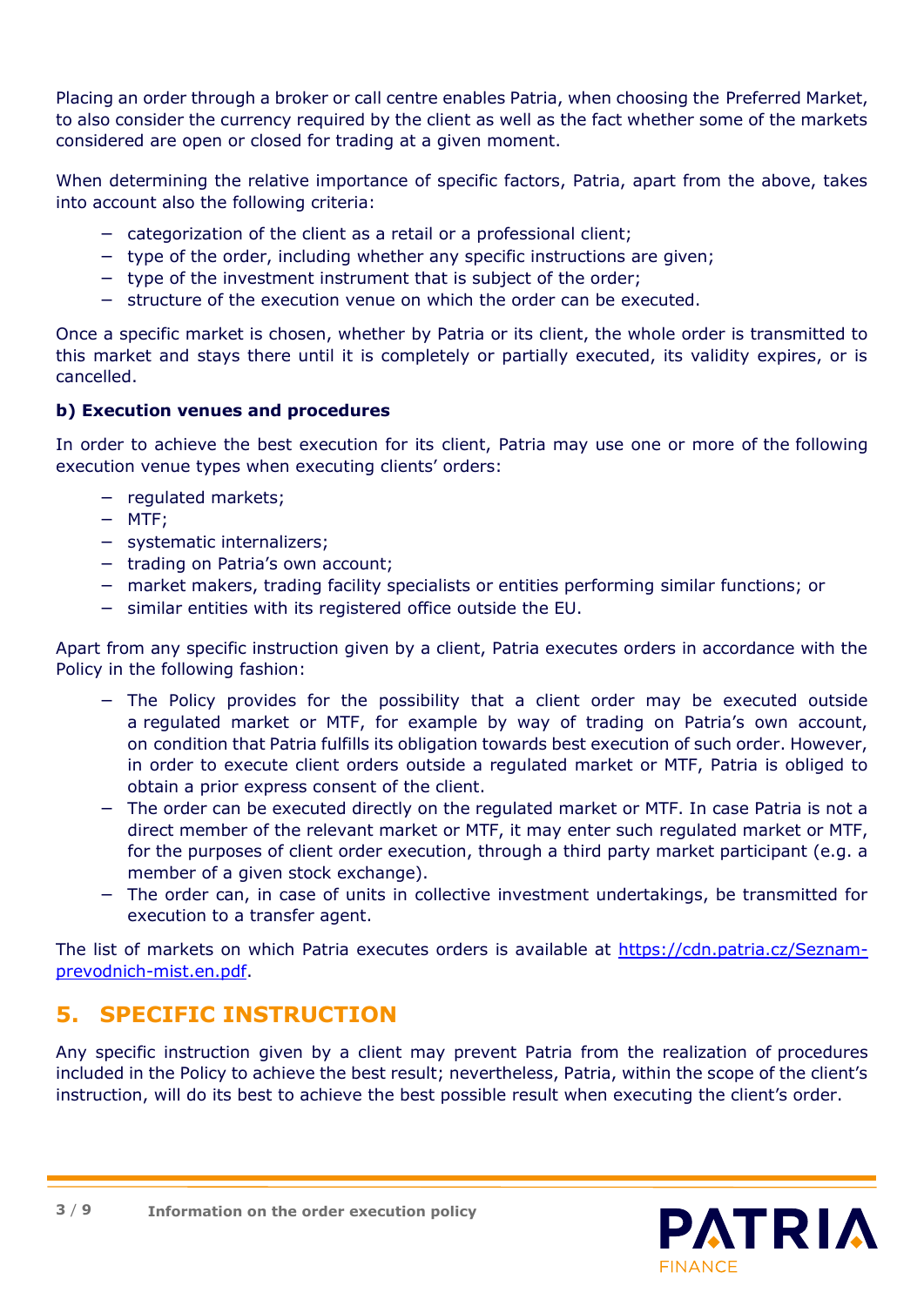Placing an order through a broker or call centre enables Patria, when choosing the Preferred Market, to also consider the currency required by the client as well as the fact whether some of the markets considered are open or closed for trading at a given moment.

When determining the relative importance of specific factors, Patria, apart from the above, takes into account also the following criteria:

- categorization of the client as a retail or a professional client;
- type of the order, including whether any specific instructions are given;
- type of the investment instrument that is subject of the order;
- structure of the execution venue on which the order can be executed.

Once a specific market is chosen, whether by Patria or its client, the whole order is transmitted to this market and stays there until it is completely or partially executed, its validity expires, or is cancelled.

### b) Execution venues and procedures

In order to achieve the best execution for its client, Patria may use one or more of the following execution venue types when executing clients' orders:

- regulated markets;
- MTF;
- systematic internalizers;
- trading on Patria's own account;
- market makers, trading facility specialists or entities performing similar functions; or
- similar entities with its registered office outside the EU.

Apart from any specific instruction given by a client, Patria executes orders in accordance with the Policy in the following fashion:

- The Policy provides for the possibility that a client order may be executed outside a regulated market or MTF, for example by way of trading on Patria's own account, on condition that Patria fulfills its obligation towards best execution of such order. However, in order to execute client orders outside a regulated market or MTF, Patria is obliged to obtain a prior express consent of the client.
- The order can be executed directly on the regulated market or MTF. In case Patria is not a direct member of the relevant market or MTF, it may enter such regulated market or MTF, for the purposes of client order execution, through a third party market participant (e.g. a member of a given stock exchange).
- The order can, in case of units in collective investment undertakings, be transmitted for execution to a transfer agent.

The list of markets on which Patria executes orders is available at [https://cdn.patria.cz/Seznam-prevodnich-mist.en.pdf](https://cdn.patria.cz/Seznam-prevodnich-mist.en.pdf).

## 5. SPECIFIC INSTRUCTION

Any specific instruction given by a client may prevent Patria from the realization of procedures included in the Policy to achieve the best result; nevertheless, Patria, within the scope of the client's instruction, will do its best to achieve the best possible result when executing the client's order.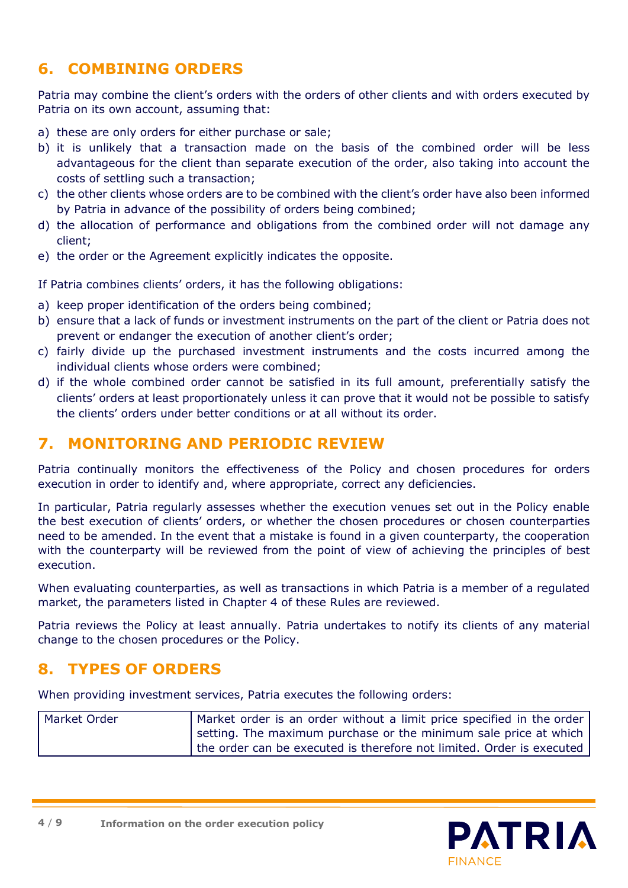## 6. COMBINING ORDERS

Patria may combine the client's orders with the orders of other clients and with orders executed by Patria on its own account, assuming that:

a) these are only orders for either purchase or sale;
b) it is unlikely that a transaction made on the basis of the combined order will be less advantageous for the client than separate execution of the order, also taking into account the costs of settling such a transaction;
c) the other clients whose orders are to be combined with the client's order have also been informed by Patria in advance of the possibility of orders being combined;
d) the allocation of performance and obligations from the combined order will not damage any client;
e) the order or the Agreement explicitly indicates the opposite.

If Patria combines clients' orders, it has the following obligations:

a) keep proper identification of the orders being combined;
b) ensure that a lack of funds or investment instruments on the part of the client or Patria does not prevent or endanger the execution of another client's order;
c) fairly divide up the purchased investment instruments and the costs incurred among the individual clients whose orders were combined;
d) if the whole combined order cannot be satisfied in its full amount, preferentially satisfy the clients' orders at least proportionately unless it can prove that it would not be possible to satisfy the clients' orders under better conditions or at all without its order.

## 7. MONITORING AND PERIODIC REVIEW

Patria continually monitors the effectiveness of the Policy and chosen procedures for orders execution in order to identify and, where appropriate, correct any deficiencies.

In particular, Patria regularly assesses whether the execution venues set out in the Policy enable the best execution of clients' orders, or whether the chosen procedures or chosen counterparties need to be amended. In the event that a mistake is found in a given counterparty, the cooperation with the counterparty will be reviewed from the point of view of achieving the principles of best execution.

When evaluating counterparties, as well as transactions in which Patria is a member of a regulated market, the parameters listed in Chapter 4 of these Rules are reviewed.

Patria reviews the Policy at least annually. Patria undertakes to notify its clients of any material change to the chosen procedures or the Policy.

## 8. TYPES OF ORDERS

When providing investment services, Patria executes the following orders:

| | |
|---|---|
| Market Order | Market order is an order without a limit price specified in the order setting. The maximum purchase or the minimum sale price at which the order can be executed is therefore not limited. Order is executed |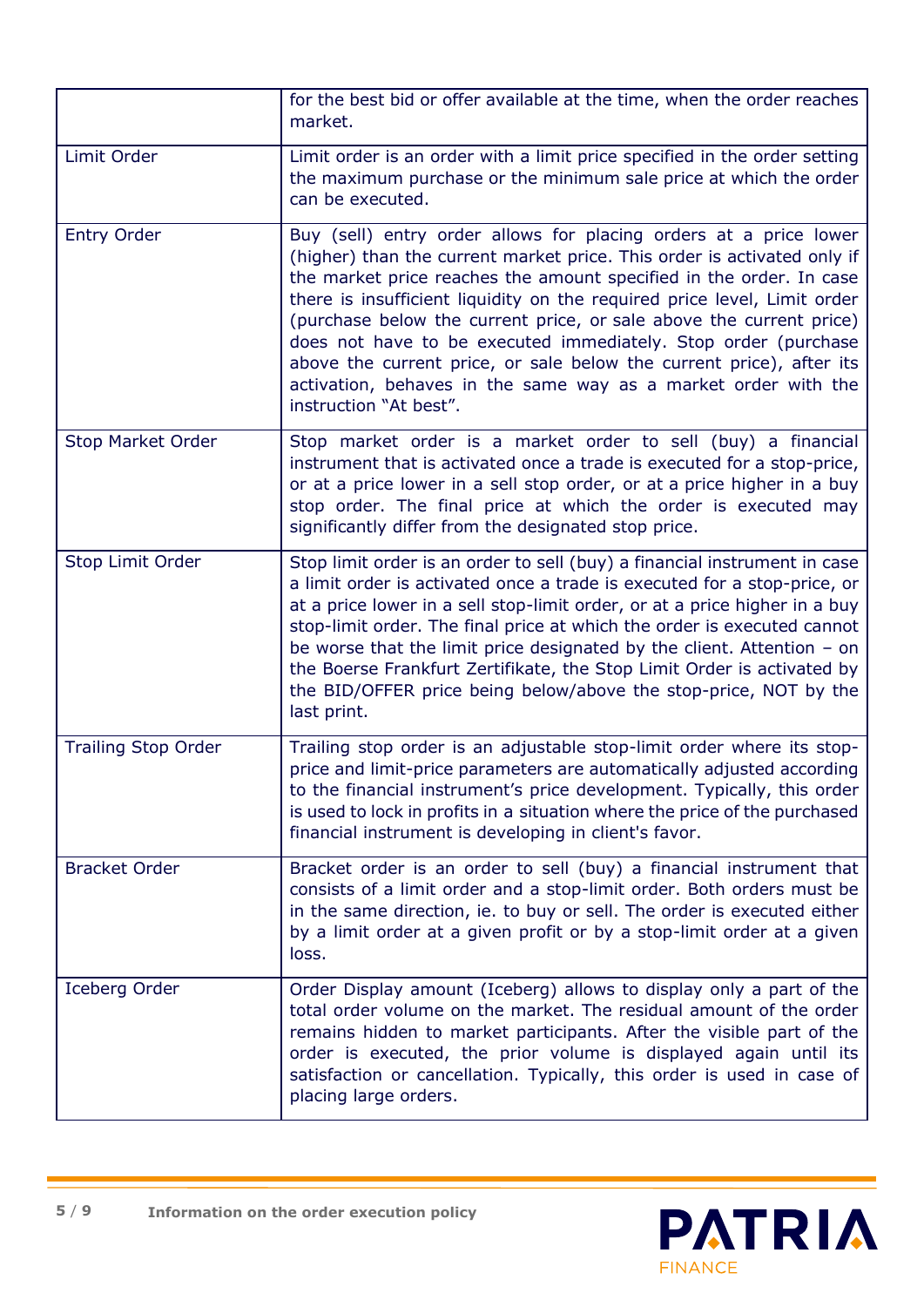| | |
|---|---|
| | for the best bid or offer available at the time, when the order reaches market. |
| Limit Order | Limit order is an order with a limit price specified in the order setting the maximum purchase or the minimum sale price at which the order can be executed. |
| Entry Order | Buy (sell) entry order allows for placing orders at a price lower (higher) than the current market price. This order is activated only if the market price reaches the amount specified in the order. In case there is insufficient liquidity on the required price level, Limit order (purchase below the current price, or sale above the current price) does not have to be executed immediately. Stop order (purchase above the current price, or sale below the current price), after its activation, behaves in the same way as a market order with the instruction "At best". |
| Stop Market Order | Stop market order is a market order to sell (buy) a financial instrument that is activated once a trade is executed for a stop-price, or at a price lower in a sell stop order, or at a price higher in a buy stop order. The final price at which the order is executed may significantly differ from the designated stop price. |
| Stop Limit Order | Stop limit order is an order to sell (buy) a financial instrument in case a limit order is activated once a trade is executed for a stop-price, or at a price lower in a sell stop-limit order, or at a price higher in a buy stop-limit order. The final price at which the order is executed cannot be worse that the limit price designated by the client. Attention – on the Boerse Frankfurt Zertifikate, the Stop Limit Order is activated by the BID/OFFER price being below/above the stop-price, NOT by the last print. |
| Trailing Stop Order | Trailing stop order is an adjustable stop-limit order where its stop-price and limit-price parameters are automatically adjusted according to the financial instrument's price development. Typically, this order is used to lock in profits in a situation where the price of the purchased financial instrument is developing in client's favor. |
| Bracket Order | Bracket order is an order to sell (buy) a financial instrument that consists of a limit order and a stop-limit order. Both orders must be in the same direction, ie. to buy or sell. The order is executed either by a limit order at a given profit or by a stop-limit order at a given loss. |
| Iceberg Order | Order Display amount (Iceberg) allows to display only a part of the total order volume on the market. The residual amount of the order remains hidden to market participants. After the visible part of the order is executed, the prior volume is displayed again until its satisfaction or cancellation. Typically, this order is used in case of placing large orders. |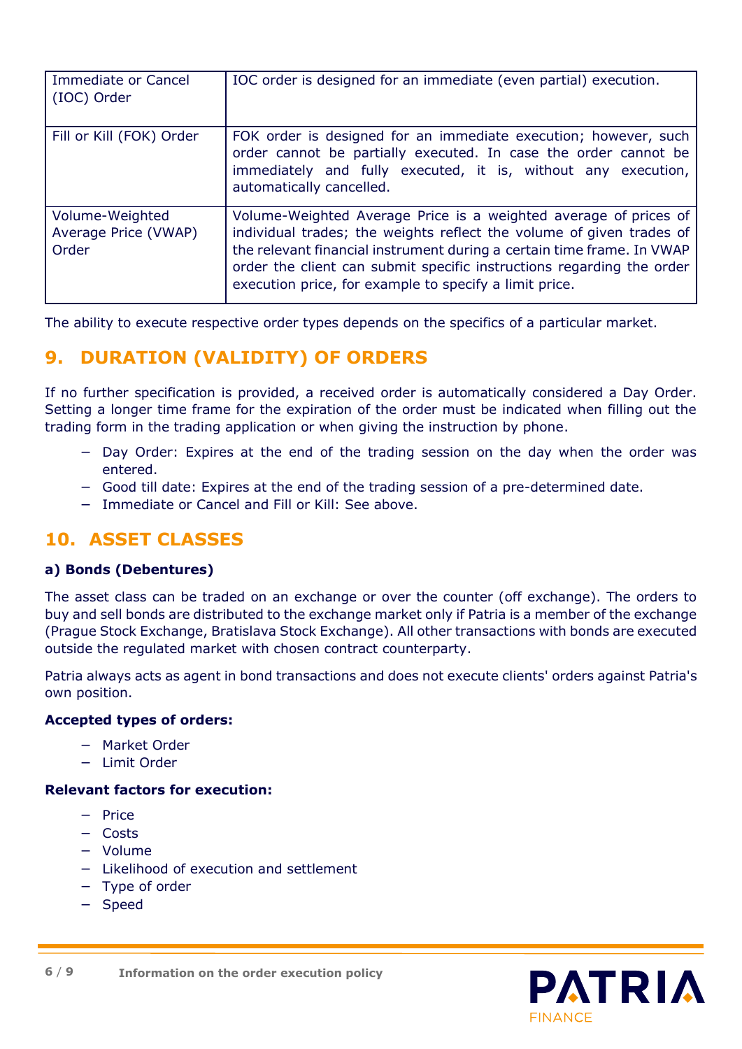| | |
|---|---|
| Immediate or Cancel (IOC) Order | IOC order is designed for an immediate (even partial) execution. |
| Fill or Kill (FOK) Order | FOK order is designed for an immediate execution; however, such order cannot be partially executed. In case the order cannot be immediately and fully executed, it is, without any execution, automatically cancelled. |
| Volume-Weighted Average Price (VWAP) Order | Volume-Weighted Average Price is a weighted average of prices of individual trades; the weights reflect the volume of given trades of the relevant financial instrument during a certain time frame. In VWAP order the client can submit specific instructions regarding the order execution price, for example to specify a limit price. |

The ability to execute respective order types depends on the specifics of a particular market.

## 9. DURATION (VALIDITY) OF ORDERS

If no further specification is provided, a received order is automatically considered a Day Order. Setting a longer time frame for the expiration of the order must be indicated when filling out the trading form in the trading application or when giving the instruction by phone.

- Day Order: Expires at the end of the trading session on the day when the order was entered.
- Good till date: Expires at the end of the trading session of a pre-determined date.
- Immediate or Cancel and Fill or Kill: See above.

## 10. ASSET CLASSES

### a) Bonds (Debentures)

The asset class can be traded on an exchange or over the counter (off exchange). The orders to buy and sell bonds are distributed to the exchange market only if Patria is a member of the exchange (Prague Stock Exchange, Bratislava Stock Exchange). All other transactions with bonds are executed outside the regulated market with chosen contract counterparty.

Patria always acts as agent in bond transactions and does not execute clients' orders against Patria's own position.

**Accepted types of orders:**

- Market Order
- Limit Order

**Relevant factors for execution:**

- Price
- Costs
- Volume
- Likelihood of execution and settlement
- Type of order
- Speed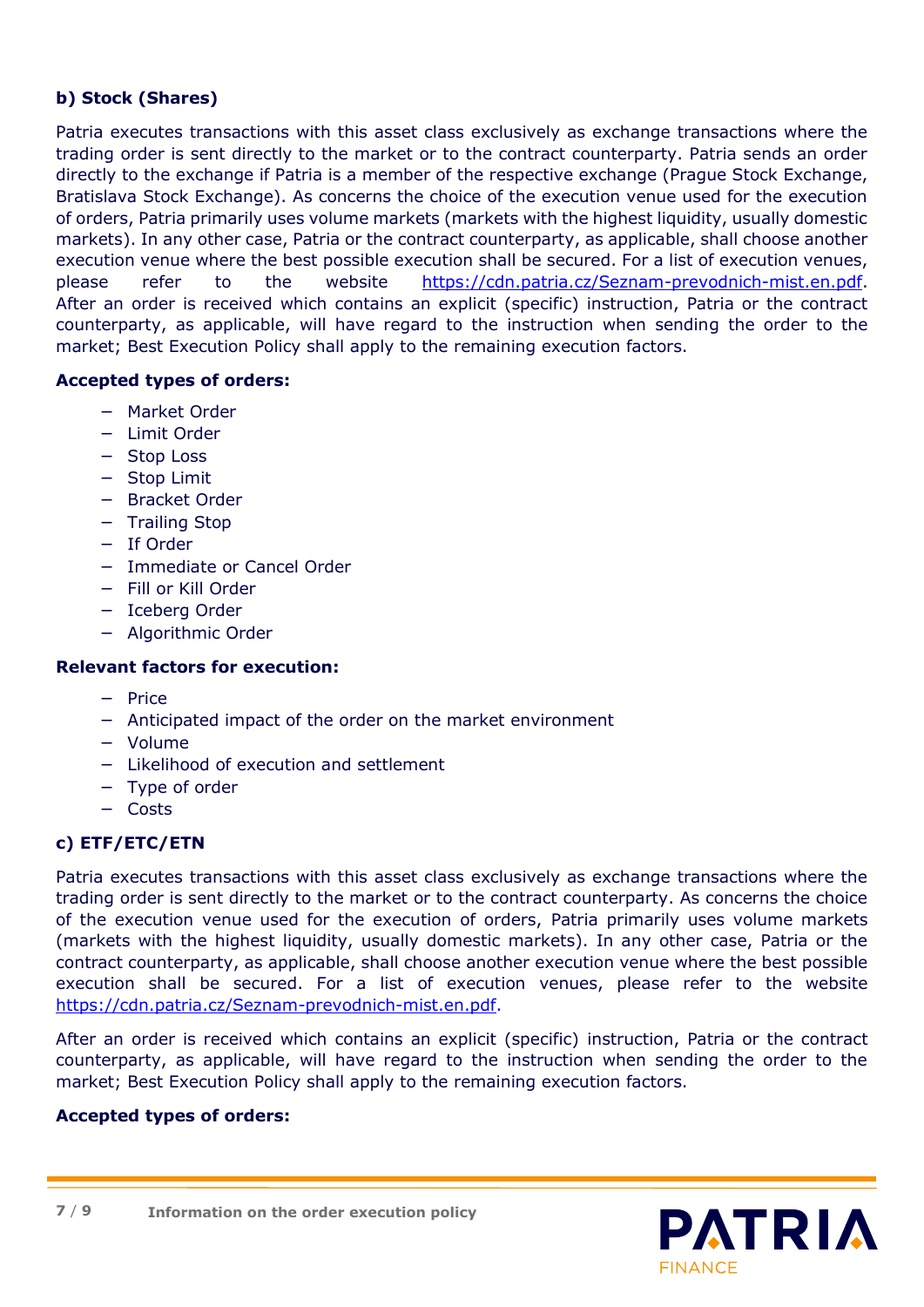### b) Stock (Shares)

Patria executes transactions with this asset class exclusively as exchange transactions where the trading order is sent directly to the market or to the contract counterparty. Patria sends an order directly to the exchange if Patria is a member of the respective exchange (Prague Stock Exchange, Bratislava Stock Exchange). As concerns the choice of the execution venue used for the execution of orders, Patria primarily uses volume markets (markets with the highest liquidity, usually domestic markets). In any other case, Patria or the contract counterparty, as applicable, shall choose another execution venue where the best possible execution shall be secured. For a list of execution venues, please refer to the website https://cdn.patria.cz/Seznam-prevodnich-mist.en.pdf. After an order is received which contains an explicit (specific) instruction, Patria or the contract counterparty, as applicable, will have regard to the instruction when sending the order to the market; Best Execution Policy shall apply to the remaining execution factors.

**Accepted types of orders:**

- Market Order
- Limit Order
- Stop Loss
- Stop Limit
- Bracket Order
- Trailing Stop
- If Order
- Immediate or Cancel Order
- Fill or Kill Order
- Iceberg Order
- Algorithmic Order

**Relevant factors for execution:**

- Price
- Anticipated impact of the order on the market environment
- Volume
- Likelihood of execution and settlement
- Type of order
- Costs

### c) ETF/ETC/ETN

Patria executes transactions with this asset class exclusively as exchange transactions where the trading order is sent directly to the market or to the contract counterparty. As concerns the choice of the execution venue used for the execution of orders, Patria primarily uses volume markets (markets with the highest liquidity, usually domestic markets). In any other case, Patria or the contract counterparty, as applicable, shall choose another execution venue where the best possible execution shall be secured. For a list of execution venues, please refer to the website https://cdn.patria.cz/Seznam-prevodnich-mist.en.pdf.

After an order is received which contains an explicit (specific) instruction, Patria or the contract counterparty, as applicable, will have regard to the instruction when sending the order to the market; Best Execution Policy shall apply to the remaining execution factors.

**Accepted types of orders:**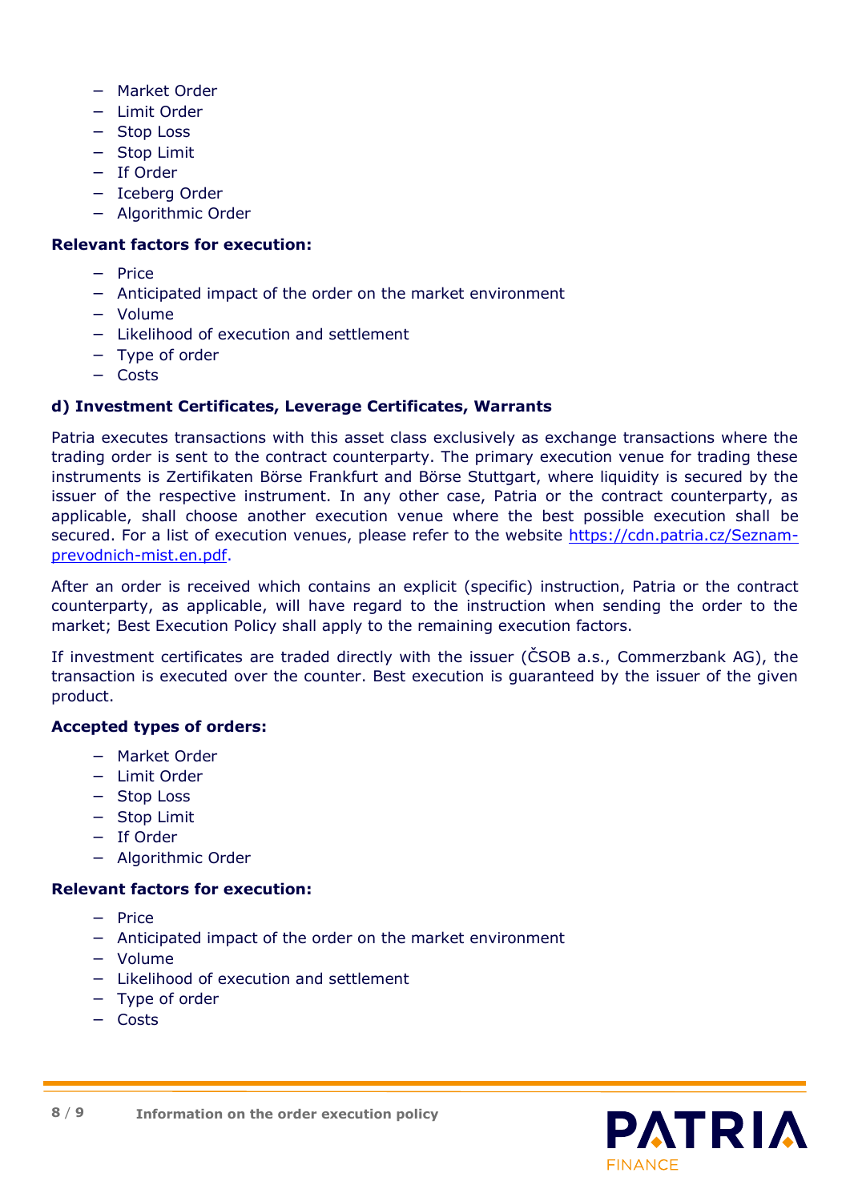- Market Order
- Limit Order
- Stop Loss
- Stop Limit
- If Order
- Iceberg Order
- Algorithmic Order

**Relevant factors for execution:**

- Price
- Anticipated impact of the order on the market environment
- Volume
- Likelihood of execution and settlement
- Type of order
- Costs

**d) Investment Certificates, Leverage Certificates, Warrants**

Patria executes transactions with this asset class exclusively as exchange transactions where the trading order is sent to the contract counterparty. The primary execution venue for trading these instruments is Zertifikaten Börse Frankfurt and Börse Stuttgart, where liquidity is secured by the issuer of the respective instrument. In any other case, Patria or the contract counterparty, as applicable, shall choose another execution venue where the best possible execution shall be secured. For a list of execution venues, please refer to the website [https://cdn.patria.cz/Seznam-prevodnich-mist.en.pdf](https://cdn.patria.cz/Seznam-prevodnich-mist.en.pdf).

After an order is received which contains an explicit (specific) instruction, Patria or the contract counterparty, as applicable, will have regard to the instruction when sending the order to the market; Best Execution Policy shall apply to the remaining execution factors.

If investment certificates are traded directly with the issuer (ČSOB a.s., Commerzbank AG), the transaction is executed over the counter. Best execution is guaranteed by the issuer of the given product.

**Accepted types of orders:**

- Market Order
- Limit Order
- Stop Loss
- Stop Limit
- If Order
- Algorithmic Order

**Relevant factors for execution:**

- Price
- Anticipated impact of the order on the market environment
- Volume
- Likelihood of execution and settlement
- Type of order
- Costs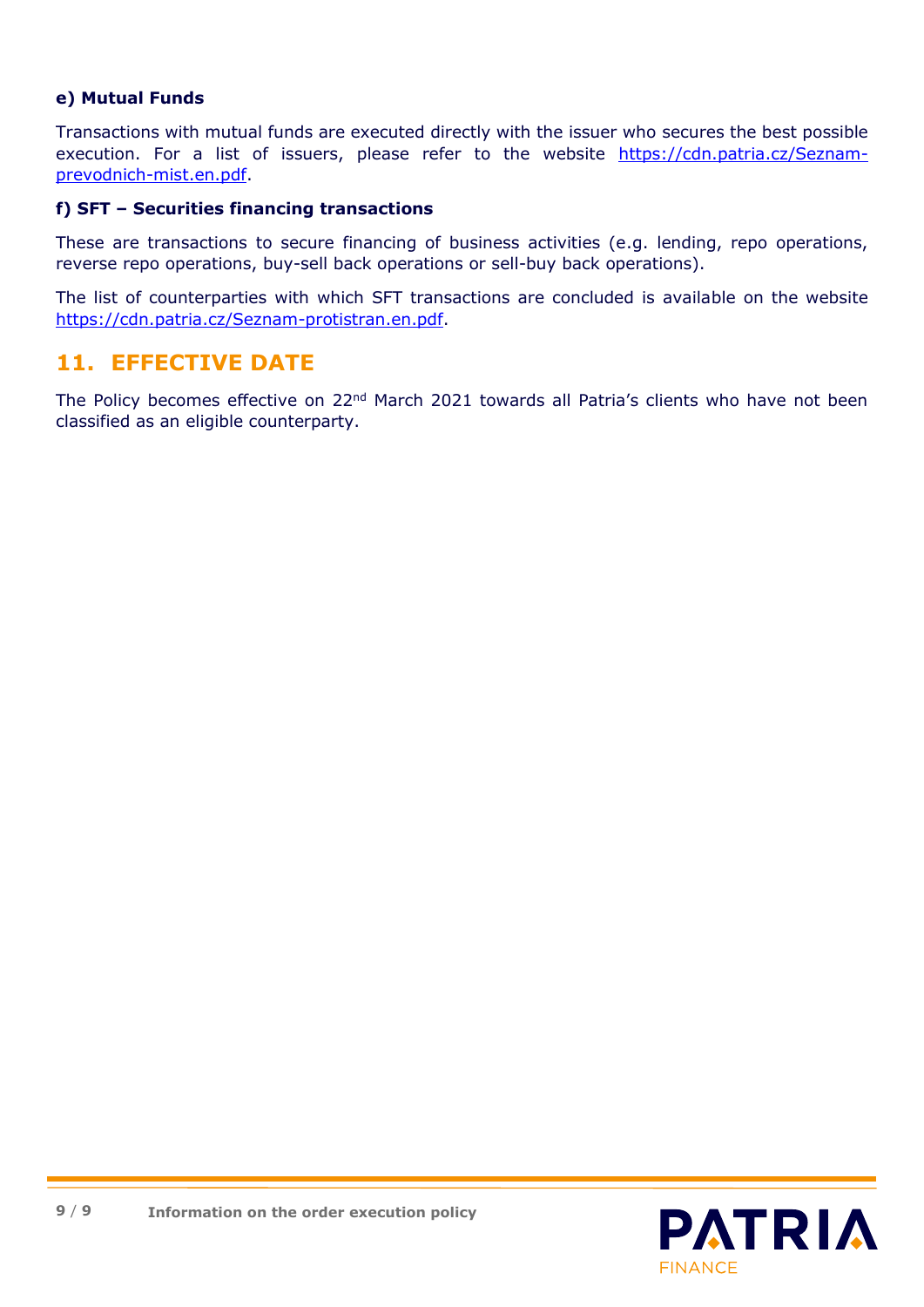**e) Mutual Funds**

Transactions with mutual funds are executed directly with the issuer who secures the best possible execution. For a list of issuers, please refer to the website https://cdn.patria.cz/Seznam-prevodnich-mist.en.pdf.

**f) SFT – Securities financing transactions**

These are transactions to secure financing of business activities (e.g. lending, repo operations, reverse repo operations, buy-sell back operations or sell-buy back operations).

The list of counterparties with which SFT transactions are concluded is available on the website https://cdn.patria.cz/Seznam-protistran.en.pdf.

## 11. EFFECTIVE DATE

The Policy becomes effective on 22nd March 2021 towards all Patria's clients who have not been classified as an eligible counterparty.